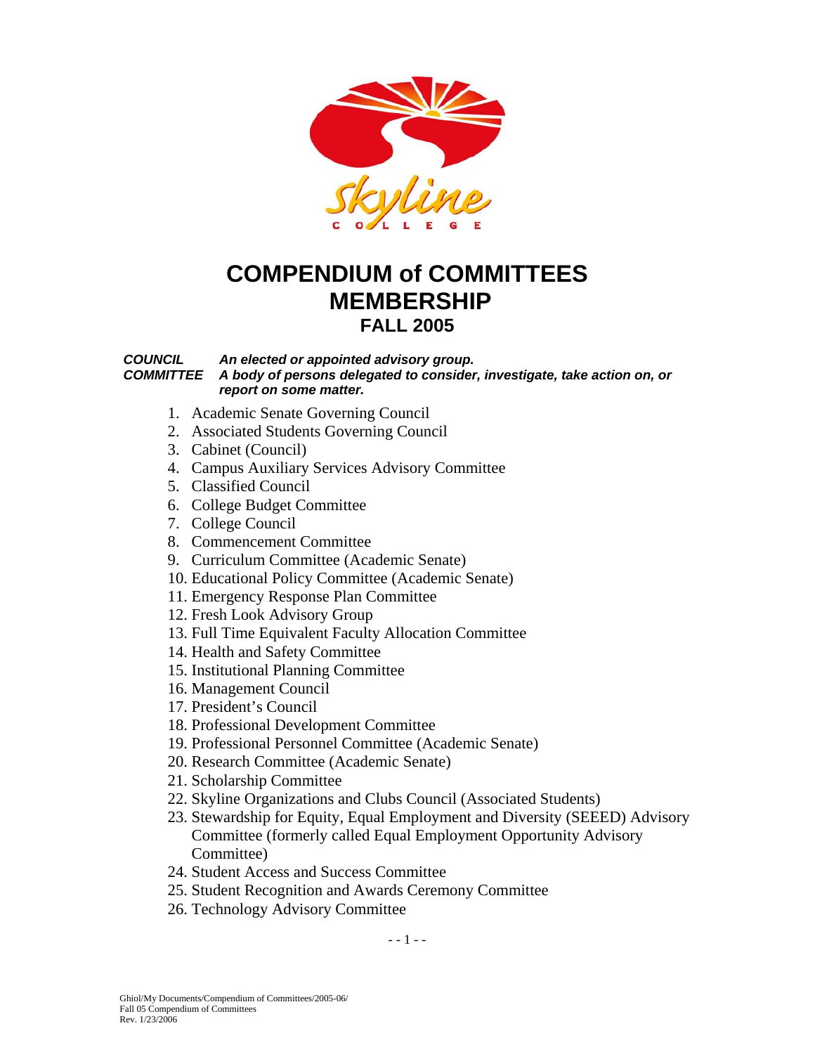# COMPENDIUM of COMMITTEES MEMBERSHIP

## FALL 2005

***COUNCIL*** *An elected or appointed advisory group.*

***COMMITTEE*** *A body of persons delegated to consider, investigate, take action on, or report on some matter.*

1. Academic Senate Governing Council
2. Associated Students Governing Council
3. Cabinet (Council)
4. Campus Auxiliary Services Advisory Committee
5. Classified Council
6. College Budget Committee
7. College Council
8. Commencement Committee
9. Curriculum Committee (Academic Senate)
10. Educational Policy Committee (Academic Senate)
11. Emergency Response Plan Committee
12. Fresh Look Advisory Group
13. Full Time Equivalent Faculty Allocation Committee
14. Health and Safety Committee
15. Institutional Planning Committee
16. Management Council
17. President's Council
18. Professional Development Committee
19. Professional Personnel Committee (Academic Senate)
20. Research Committee (Academic Senate)
21. Scholarship Committee
22. Skyline Organizations and Clubs Council (Associated Students)
23. Stewardship for Equity, Equal Employment and Diversity (SEEED) Advisory Committee (formerly called Equal Employment Opportunity Advisory Committee)
24. Student Access and Success Committee
25. Student Recognition and Awards Ceremony Committee
26. Technology Advisory Committee

Ghiol/My Documents/Compendium of Committees/2005-06/
Fall 05 Compendium of Committees
Rev. 1/23/2006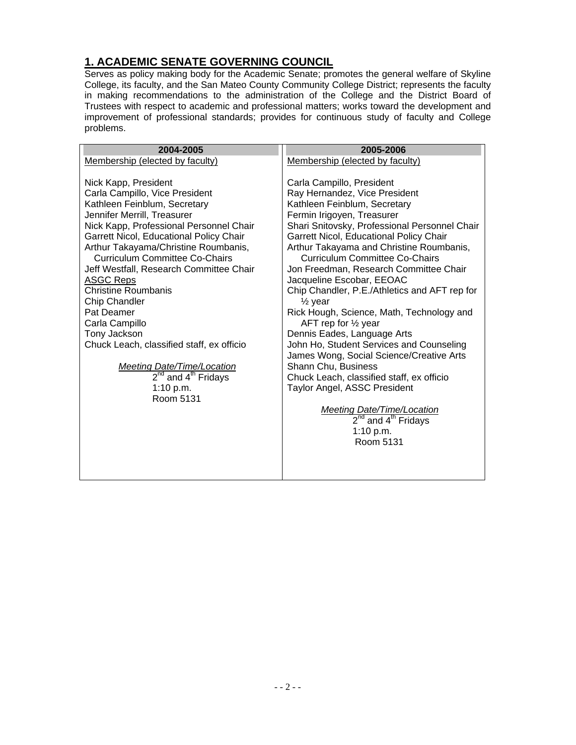## 1. ACADEMIC SENATE GOVERNING COUNCIL

Serves as policy making body for the Academic Senate; promotes the general welfare of Skyline College, its faculty, and the San Mateo County Community College District; represents the faculty in making recommendations to the administration of the College and the District Board of Trustees with respect to academic and professional matters; works toward the development and improvement of professional standards; provides for continuous study of faculty and College problems.

| 2004-2005 | 2005-2006 |
|---|---|
| Membership (elected by faculty)<br><br>Nick Kapp, President<br>Carla Campillo, Vice President<br>Kathleen Feinblum, Secretary<br>Jennifer Merrill, Treasurer<br>Nick Kapp, Professional Personnel Chair<br>Garrett Nicol, Educational Policy Chair<br>Arthur Takayama/Christine Roumbanis, Curriculum Committee Co-Chairs<br>Jeff Westfall, Research Committee Chair<br>ASGC Reps<br>Christine Roumbanis<br>Chip Chandler<br>Pat Deamer<br>Carla Campillo<br>Tony Jackson<br>Chuck Leach, classified staff, ex officio<br><br>*Meeting Date/Time/Location*<br>2nd and 4th Fridays<br>1:10 p.m.<br>Room 5131 | Membership (elected by faculty)<br><br>Carla Campillo, President<br>Ray Hernandez, Vice President<br>Kathleen Feinblum, Secretary<br>Fermin Irigoyen, Treasurer<br>Shari Snitovsky, Professional Personnel Chair<br>Garrett Nicol, Educational Policy Chair<br>Arthur Takayama and Christine Roumbanis, Curriculum Committee Co-Chairs<br>Jon Freedman, Research Committee Chair<br>Jacqueline Escobar, EEOAC<br>Chip Chandler, P.E./Athletics and AFT rep for ½ year<br>Rick Hough, Science, Math, Technology and AFT rep for ½ year<br>Dennis Eades, Language Arts<br>John Ho, Student Services and Counseling<br>James Wong, Social Science/Creative Arts<br>Shann Chu, Business<br>Chuck Leach, classified staff, ex officio<br>Taylor Angel, ASSC President<br><br>*Meeting Date/Time/Location*<br>2nd and 4th Fridays<br>1:10 p.m.<br>Room 5131 |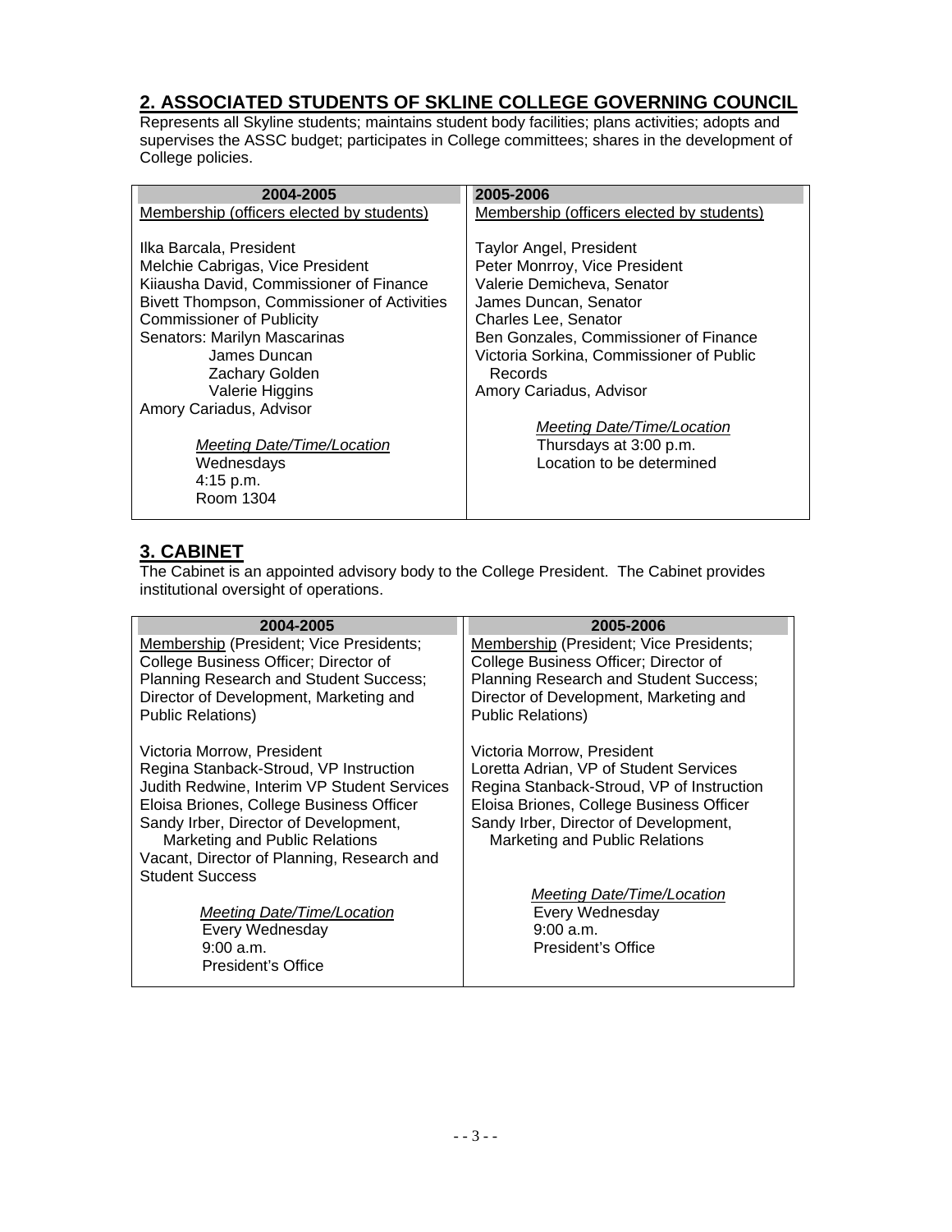## 2. ASSOCIATED STUDENTS OF SKLINE COLLEGE GOVERNING COUNCIL

Represents all Skyline students; maintains student body facilities; plans activities; adopts and supervises the ASSC budget; participates in College committees; shares in the development of College policies.

| 2004-2005 | 2005-2006 |
|---|---|
| Membership (officers elected by students)<br><br>Ilka Barcala, President<br>Melchie Cabrigas, Vice President<br>Kiiausha David, Commissioner of Finance<br>Bivett Thompson, Commissioner of Activities<br>Commissioner of Publicity<br>Senators: Marilyn Mascarinas<br>James Duncan<br>Zachary Golden<br>Valerie Higgins<br>Amory Cariadus, Advisor<br><br>*Meeting Date/Time/Location*<br>Wednesdays<br>4:15 p.m.<br>Room 1304 | Membership (officers elected by students)<br><br>Taylor Angel, President<br>Peter Monrroy, Vice President<br>Valerie Demicheva, Senator<br>James Duncan, Senator<br>Charles Lee, Senator<br>Ben Gonzales, Commissioner of Finance<br>Victoria Sorkina, Commissioner of Public Records<br>Amory Cariadus, Advisor<br><br>*Meeting Date/Time/Location*<br>Thursdays at 3:00 p.m.<br>Location to be determined |

## 3. CABINET

The Cabinet is an appointed advisory body to the College President. The Cabinet provides institutional oversight of operations.

| 2004-2005 | 2005-2006 |
|---|---|
| Membership (President; Vice Presidents; College Business Officer; Director of Planning Research and Student Success; Director of Development, Marketing and Public Relations)<br><br>Victoria Morrow, President<br>Regina Stanback-Stroud, VP Instruction<br>Judith Redwine, Interim VP Student Services<br>Eloisa Briones, College Business Officer<br>Sandy Irber, Director of Development, Marketing and Public Relations<br>Vacant, Director of Planning, Research and Student Success<br><br>*Meeting Date/Time/Location*<br>Every Wednesday<br>9:00 a.m.<br>President's Office | Membership (President; Vice Presidents; College Business Officer; Director of Planning Research and Student Success; Director of Development, Marketing and Public Relations)<br><br>Victoria Morrow, President<br>Loretta Adrian, VP of Student Services<br>Regina Stanback-Stroud, VP of Instruction<br>Eloisa Briones, College Business Officer<br>Sandy Irber, Director of Development, Marketing and Public Relations<br><br>*Meeting Date/Time/Location*<br>Every Wednesday<br>9:00 a.m.<br>President's Office |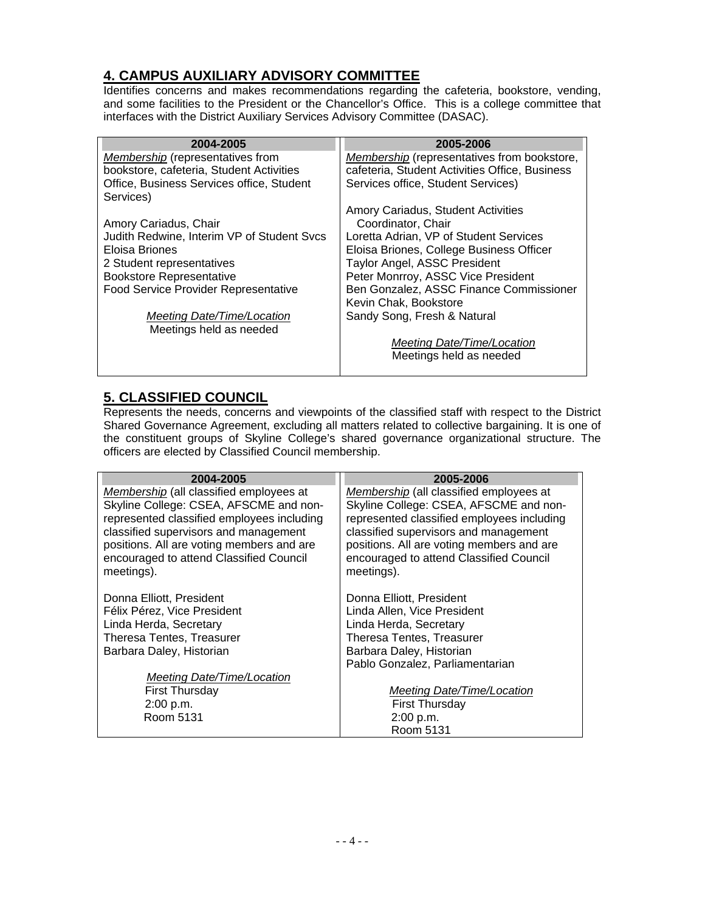## 4. CAMPUS AUXILIARY ADVISORY COMMITTEE

Identifies concerns and makes recommendations regarding the cafeteria, bookstore, vending, and some facilities to the President or the Chancellor's Office. This is a college committee that interfaces with the District Auxiliary Services Advisory Committee (DASAC).

| 2004-2005 | 2005-2006 |
|---|---|
| *Membership* (representatives from bookstore, cafeteria, Student Activities Office, Business Services office, Student Services)<br><br>Amory Cariadus, Chair<br>Judith Redwine, Interim VP of Student Svcs<br>Eloisa Briones<br>2 Student representatives<br>Bookstore Representative<br>Food Service Provider Representative<br><br>*Meeting Date/Time/Location*<br>Meetings held as needed | *Membership* (representatives from bookstore, cafeteria, Student Activities Office, Business Services office, Student Services)<br><br>Amory Cariadus, Student Activities Coordinator, Chair<br>Loretta Adrian, VP of Student Services<br>Eloisa Briones, College Business Officer<br>Taylor Angel, ASSC President<br>Peter Monrroy, ASSC Vice President<br>Ben Gonzalez, ASSC Finance Commissioner<br>Kevin Chak, Bookstore<br>Sandy Song, Fresh & Natural<br><br>*Meeting Date/Time/Location*<br>Meetings held as needed |

## 5. CLASSIFIED COUNCIL

Represents the needs, concerns and viewpoints of the classified staff with respect to the District Shared Governance Agreement, excluding all matters related to collective bargaining. It is one of the constituent groups of Skyline College's shared governance organizational structure. The officers are elected by Classified Council membership.

| 2004-2005 | 2005-2006 |
|---|---|
| *Membership* (all classified employees at Skyline College: CSEA, AFSCME and non-represented classified employees including classified supervisors and management positions. All are voting members and are encouraged to attend Classified Council meetings).<br><br>Donna Elliott, President<br>Félix Pérez, Vice President<br>Linda Herda, Secretary<br>Theresa Tentes, Treasurer<br>Barbara Daley, Historian<br><br>*Meeting Date/Time/Location*<br>First Thursday<br>2:00 p.m.<br>Room 5131 | *Membership* (all classified employees at Skyline College: CSEA, AFSCME and non-represented classified employees including classified supervisors and management positions. All are voting members and are encouraged to attend Classified Council meetings).<br><br>Donna Elliott, President<br>Linda Allen, Vice President<br>Linda Herda, Secretary<br>Theresa Tentes, Treasurer<br>Barbara Daley, Historian<br>Pablo Gonzalez, Parliamentarian<br><br>*Meeting Date/Time/Location*<br>First Thursday<br>2:00 p.m.<br>Room 5131 |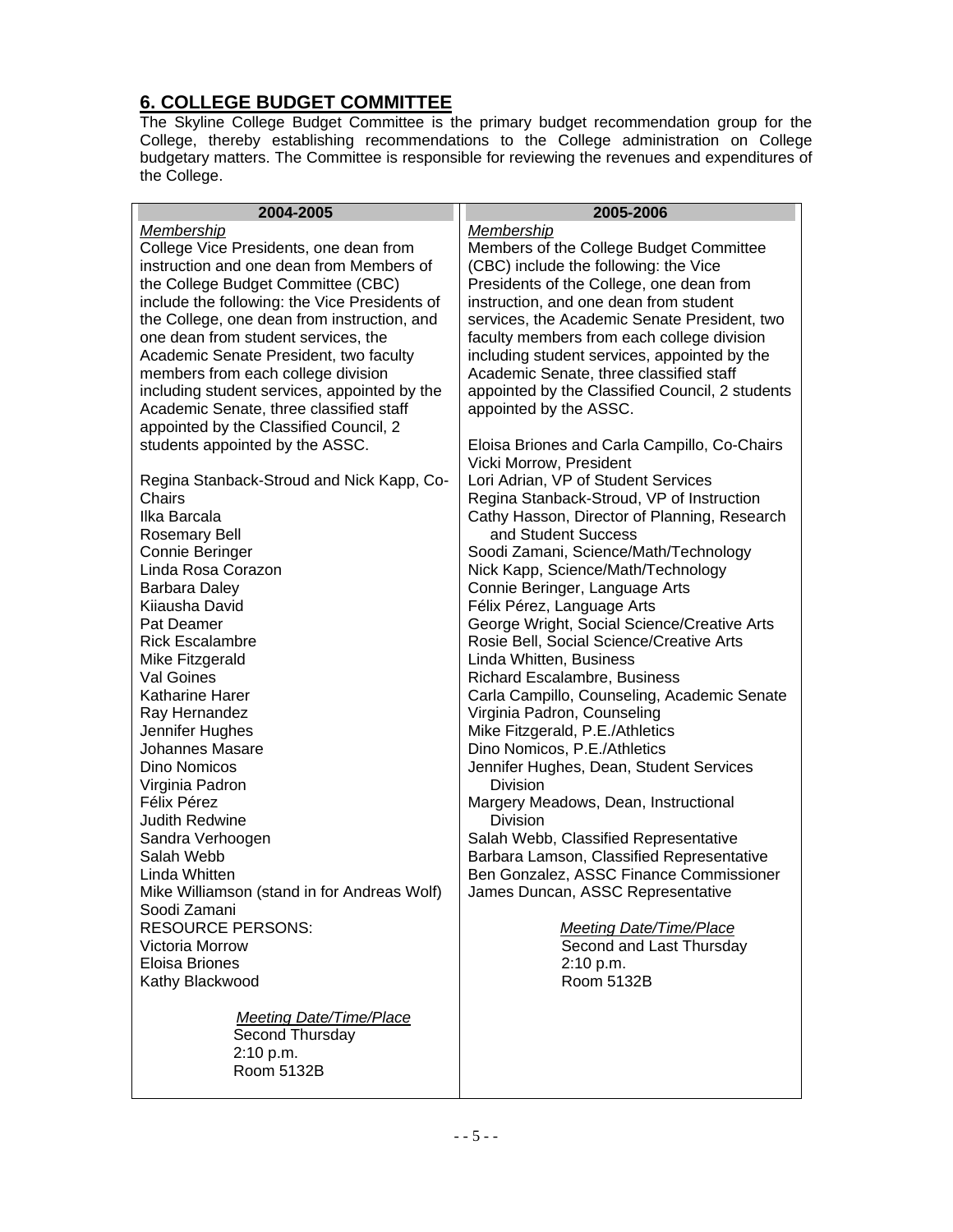## 6. COLLEGE BUDGET COMMITTEE

The Skyline College Budget Committee is the primary budget recommendation group for the College, thereby establishing recommendations to the College administration on College budgetary matters. The Committee is responsible for reviewing the revenues and expenditures of the College.

### 2004-2005

*Membership*

College Vice Presidents, one dean from instruction and one dean from Members of the College Budget Committee (CBC) include the following: the Vice Presidents of the College, one dean from instruction, and one dean from student services, the Academic Senate President, two faculty members from each college division including student services, appointed by the Academic Senate, three classified staff appointed by the Classified Council, 2 students appointed by the ASSC.

Regina Stanback-Stroud and Nick Kapp, Co-Chairs
Ilka Barcala
Rosemary Bell
Connie Beringer
Linda Rosa Corazon
Barbara Daley
Kiiausha David
Pat Deamer
Rick Escalambre
Mike Fitzgerald
Val Goines
Katharine Harer
Ray Hernandez
Jennifer Hughes
Johannes Masare
Dino Nomicos
Virginia Padron
Félix Pérez
Judith Redwine
Sandra Verhoogen
Salah Webb
Linda Whitten
Mike Williamson (stand in for Andreas Wolf)
Soodi Zamani
RESOURCE PERSONS:
Victoria Morrow
Eloisa Briones
Kathy Blackwood

*Meeting Date/Time/Place*
Second Thursday
2:10 p.m.
Room 5132B

### 2005-2006

*Membership*

Members of the College Budget Committee (CBC) include the following: the Vice Presidents of the College, one dean from instruction, and one dean from student services, the Academic Senate President, two faculty members from each college division including student services, appointed by the Academic Senate, three classified staff appointed by the Classified Council, 2 students appointed by the ASSC.

Eloisa Briones and Carla Campillo, Co-Chairs
Vicki Morrow, President
Lori Adrian, VP of Student Services
Regina Stanback-Stroud, VP of Instruction
Cathy Hasson, Director of Planning, Research and Student Success
Soodi Zamani, Science/Math/Technology
Nick Kapp, Science/Math/Technology
Connie Beringer, Language Arts
Félix Pérez, Language Arts
George Wright, Social Science/Creative Arts
Rosie Bell, Social Science/Creative Arts
Linda Whitten, Business
Richard Escalambre, Business
Carla Campillo, Counseling, Academic Senate
Virginia Padron, Counseling
Mike Fitzgerald, P.E./Athletics
Dino Nomicos, P.E./Athletics
Jennifer Hughes, Dean, Student Services Division
Margery Meadows, Dean, Instructional Division
Salah Webb, Classified Representative
Barbara Lamson, Classified Representative
Ben Gonzalez, ASSC Finance Commissioner
James Duncan, ASSC Representative

*Meeting Date/Time/Place*
Second and Last Thursday
2:10 p.m.
Room 5132B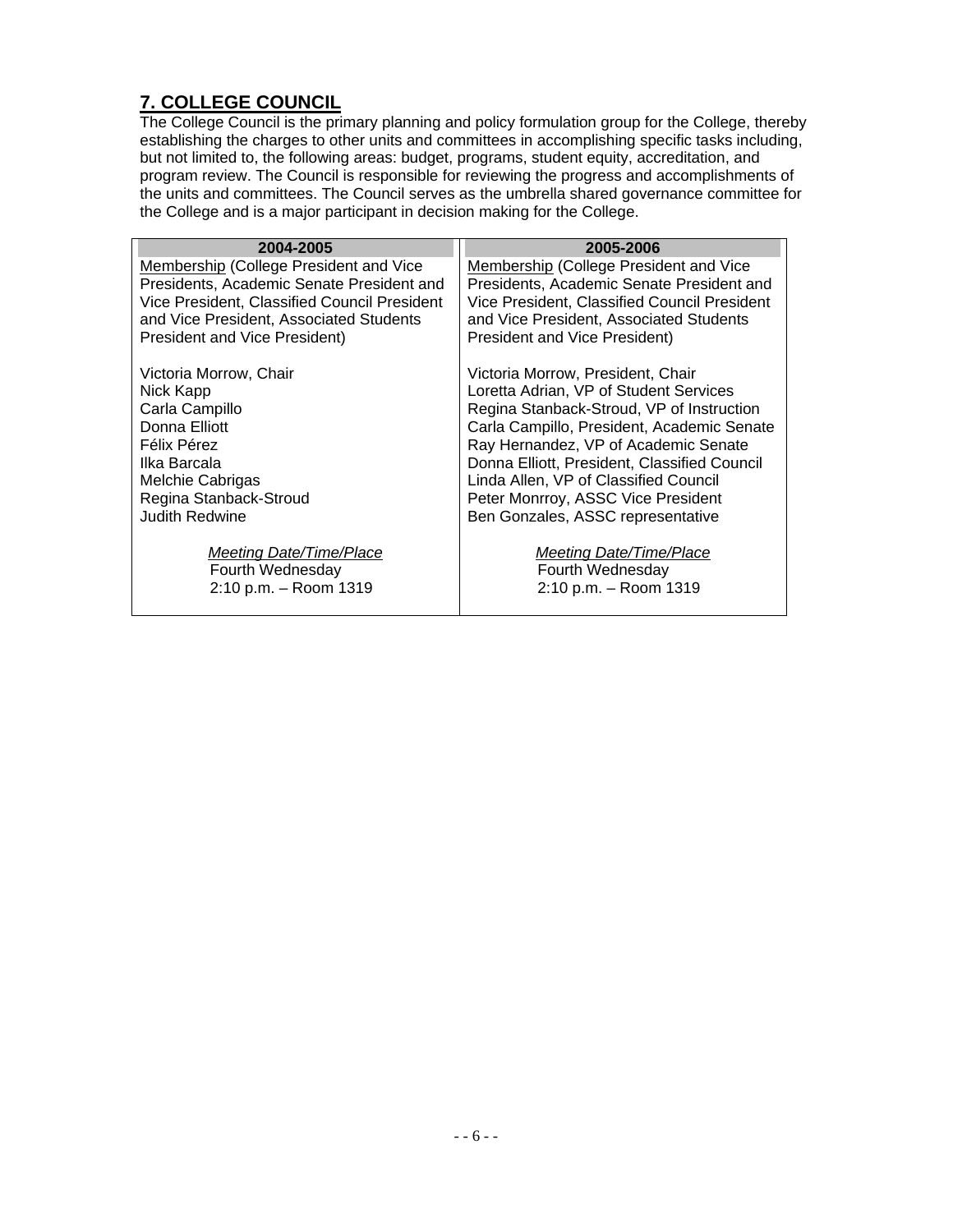## 7. COLLEGE COUNCIL

The College Council is the primary planning and policy formulation group for the College, thereby establishing the charges to other units and committees in accomplishing specific tasks including, but not limited to, the following areas: budget, programs, student equity, accreditation, and program review. The Council is responsible for reviewing the progress and accomplishments of the units and committees. The Council serves as the umbrella shared governance committee for the College and is a major participant in decision making for the College.

| 2004-2005 | 2005-2006 |
|---|---|
| Membership (College President and Vice Presidents, Academic Senate President and Vice President, Classified Council President and Vice President, Associated Students President and Vice President) | Membership (College President and Vice Presidents, Academic Senate President and Vice President, Classified Council President and Vice President, Associated Students President and Vice President) |
| Victoria Morrow, Chair<br>Nick Kapp<br>Carla Campillo<br>Donna Elliott<br>Félix Pérez<br>Ilka Barcala<br>Melchie Cabrigas<br>Regina Stanback-Stroud<br>Judith Redwine | Victoria Morrow, President, Chair<br>Loretta Adrian, VP of Student Services<br>Regina Stanback-Stroud, VP of Instruction<br>Carla Campillo, President, Academic Senate<br>Ray Hernandez, VP of Academic Senate<br>Donna Elliott, President, Classified Council<br>Linda Allen, VP of Classified Council<br>Peter Monrroy, ASSC Vice President<br>Ben Gonzales, ASSC representative |
| *Meeting Date/Time/Place*<br>Fourth Wednesday<br>2:10 p.m. – Room 1319 | *Meeting Date/Time/Place*<br>Fourth Wednesday<br>2:10 p.m. – Room 1319 |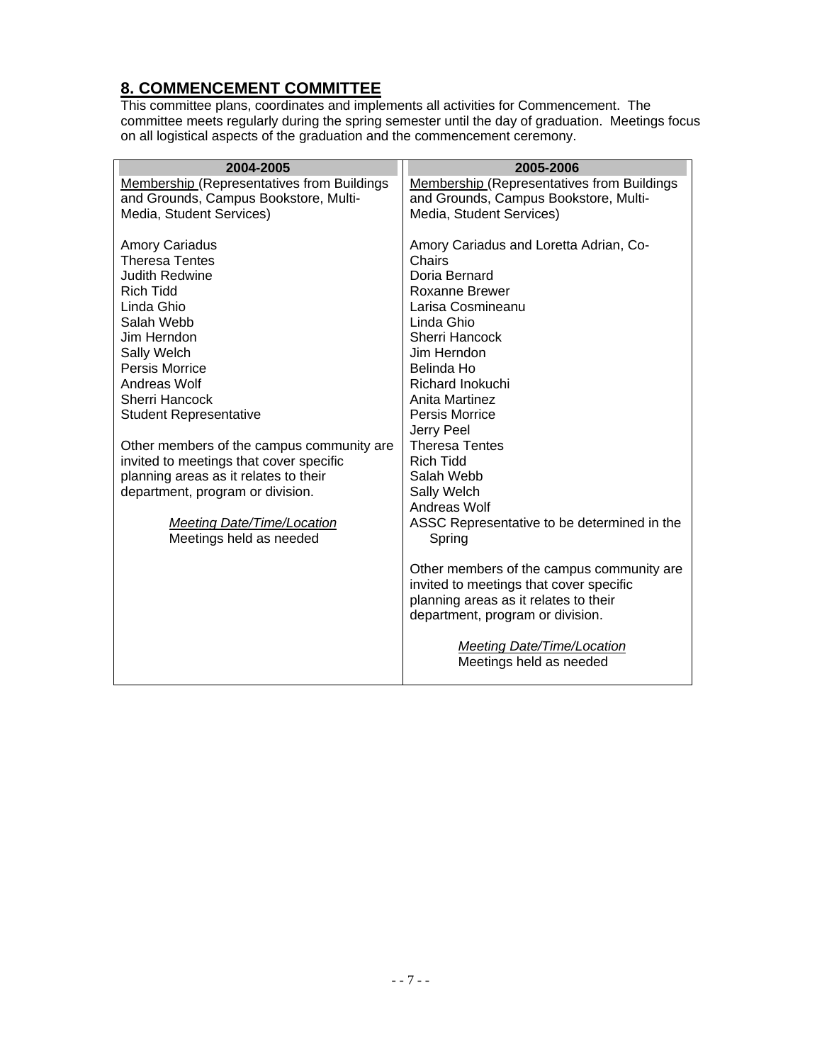## 8. COMMENCEMENT COMMITTEE

This committee plans, coordinates and implements all activities for Commencement. The committee meets regularly during the spring semester until the day of graduation. Meetings focus on all logistical aspects of the graduation and the commencement ceremony.

| 2004-2005 | 2005-2006 |
|---|---|
| Membership (Representatives from Buildings and Grounds, Campus Bookstore, Multi-Media, Student Services) | Membership (Representatives from Buildings and Grounds, Campus Bookstore, Multi-Media, Student Services) |
| Amory Cariadus<br>Theresa Tentes<br>Judith Redwine<br>Rich Tidd<br>Linda Ghio<br>Salah Webb<br>Jim Herndon<br>Sally Welch<br>Persis Morrice<br>Andreas Wolf<br>Sherri Hancock<br>Student Representative | Amory Cariadus and Loretta Adrian, Co-Chairs<br>Doria Bernard<br>Roxanne Brewer<br>Larisa Cosmineanu<br>Linda Ghio<br>Sherri Hancock<br>Jim Herndon<br>Belinda Ho<br>Richard Inokuchi<br>Anita Martinez<br>Persis Morrice<br>Jerry Peel<br>Theresa Tentes<br>Rich Tidd<br>Salah Webb<br>Sally Welch<br>Andreas Wolf<br>ASSC Representative to be determined in the Spring |
| Other members of the campus community are invited to meetings that cover specific planning areas as it relates to their department, program or division. | Other members of the campus community are invited to meetings that cover specific planning areas as it relates to their department, program or division. |
| *Meeting Date/Time/Location*<br>Meetings held as needed | *Meeting Date/Time/Location*<br>Meetings held as needed |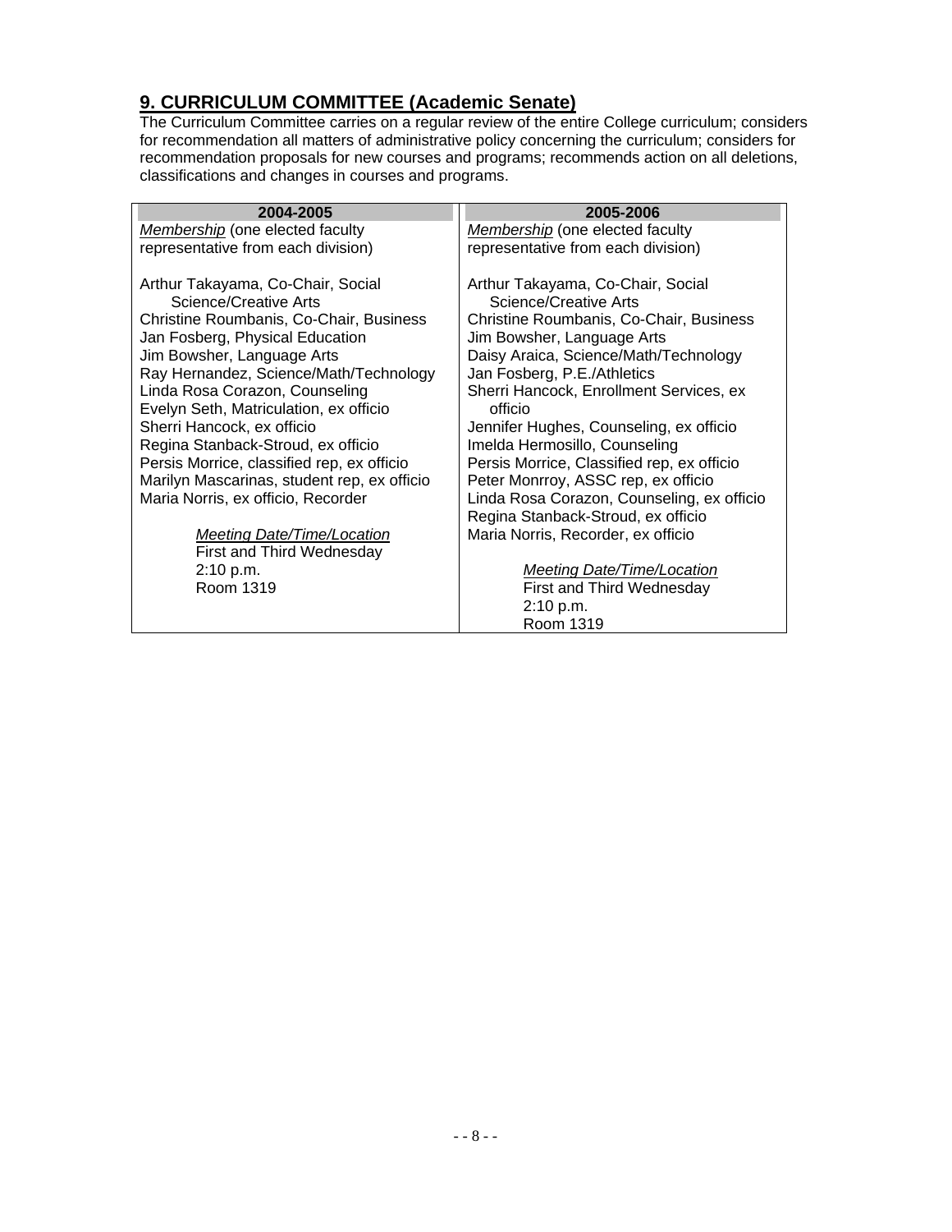## 9. CURRICULUM COMMITTEE (Academic Senate)

The Curriculum Committee carries on a regular review of the entire College curriculum; considers for recommendation all matters of administrative policy concerning the curriculum; considers for recommendation proposals for new courses and programs; recommends action on all deletions, classifications and changes in courses and programs.

| 2004-2005 | 2005-2006 |
|---|---|
| *Membership* (one elected faculty representative from each division) | *Membership* (one elected faculty representative from each division) |
| Arthur Takayama, Co-Chair, Social Science/Creative Arts<br>Christine Roumbanis, Co-Chair, Business<br>Jan Fosberg, Physical Education<br>Jim Bowsher, Language Arts<br>Ray Hernandez, Science/Math/Technology<br>Linda Rosa Corazon, Counseling<br>Evelyn Seth, Matriculation, ex officio<br>Sherri Hancock, ex officio<br>Regina Stanback-Stroud, ex officio<br>Persis Morrice, classified rep, ex officio<br>Marilyn Mascarinas, student rep, ex officio<br>Maria Norris, ex officio, Recorder | Arthur Takayama, Co-Chair, Social Science/Creative Arts<br>Christine Roumbanis, Co-Chair, Business<br>Jim Bowsher, Language Arts<br>Daisy Araica, Science/Math/Technology<br>Jan Fosberg, P.E./Athletics<br>Sherri Hancock, Enrollment Services, ex officio<br>Jennifer Hughes, Counseling, ex officio<br>Imelda Hermosillo, Counseling<br>Persis Morrice, Classified rep, ex officio<br>Peter Monrroy, ASSC rep, ex officio<br>Linda Rosa Corazon, Counseling, ex officio<br>Regina Stanback-Stroud, ex officio<br>Maria Norris, Recorder, ex officio |
| *Meeting Date/Time/Location*<br>First and Third Wednesday<br>2:10 p.m.<br>Room 1319 | *Meeting Date/Time/Location*<br>First and Third Wednesday<br>2:10 p.m.<br>Room 1319 |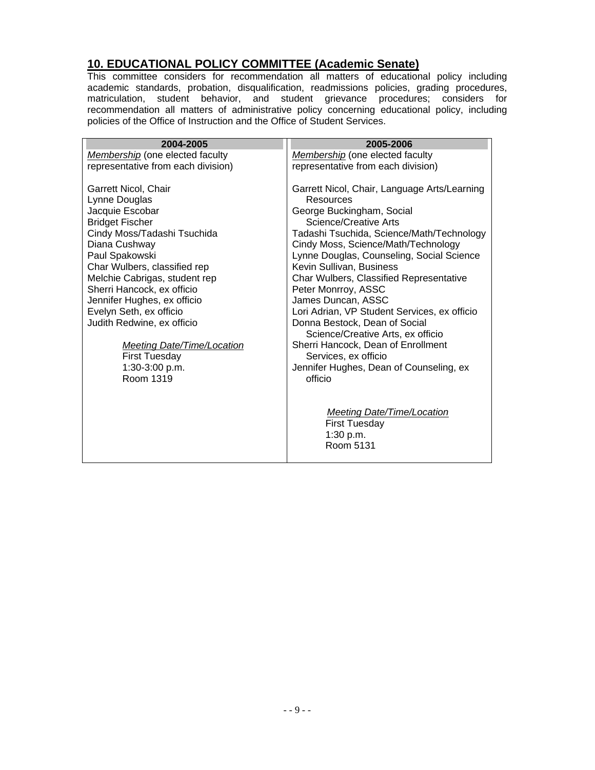## 10. EDUCATIONAL POLICY COMMITTEE (Academic Senate)

This committee considers for recommendation all matters of educational policy including academic standards, probation, disqualification, readmissions policies, grading procedures, matriculation, student behavior, and student grievance procedures; considers for recommendation all matters of administrative policy concerning educational policy, including policies of the Office of Instruction and the Office of Student Services.

| 2004-2005 | 2005-2006 |
|---|---|
| *Membership* (one elected faculty representative from each division)<br><br>Garrett Nicol, Chair<br>Lynne Douglas<br>Jacquie Escobar<br>Bridget Fischer<br>Cindy Moss/Tadashi Tsuchida<br>Diana Cushway<br>Paul Spakowski<br>Char Wulbers, classified rep<br>Melchie Cabrigas, student rep<br>Sherri Hancock, ex officio<br>Jennifer Hughes, ex officio<br>Evelyn Seth, ex officio<br>Judith Redwine, ex officio<br><br>*Meeting Date/Time/Location*<br>First Tuesday<br>1:30-3:00 p.m.<br>Room 1319 | *Membership* (one elected faculty representative from each division)<br><br>Garrett Nicol, Chair, Language Arts/Learning Resources<br>George Buckingham, Social Science/Creative Arts<br>Tadashi Tsuchida, Science/Math/Technology<br>Cindy Moss, Science/Math/Technology<br>Lynne Douglas, Counseling, Social Science<br>Kevin Sullivan, Business<br>Char Wulbers, Classified Representative<br>Peter Monrroy, ASSC<br>James Duncan, ASSC<br>Lori Adrian, VP Student Services, ex officio<br>Donna Bestock, Dean of Social Science/Creative Arts, ex officio<br>Sherri Hancock, Dean of Enrollment Services, ex officio<br>Jennifer Hughes, Dean of Counseling, ex officio<br><br>*Meeting Date/Time/Location*<br>First Tuesday<br>1:30 p.m.<br>Room 5131 |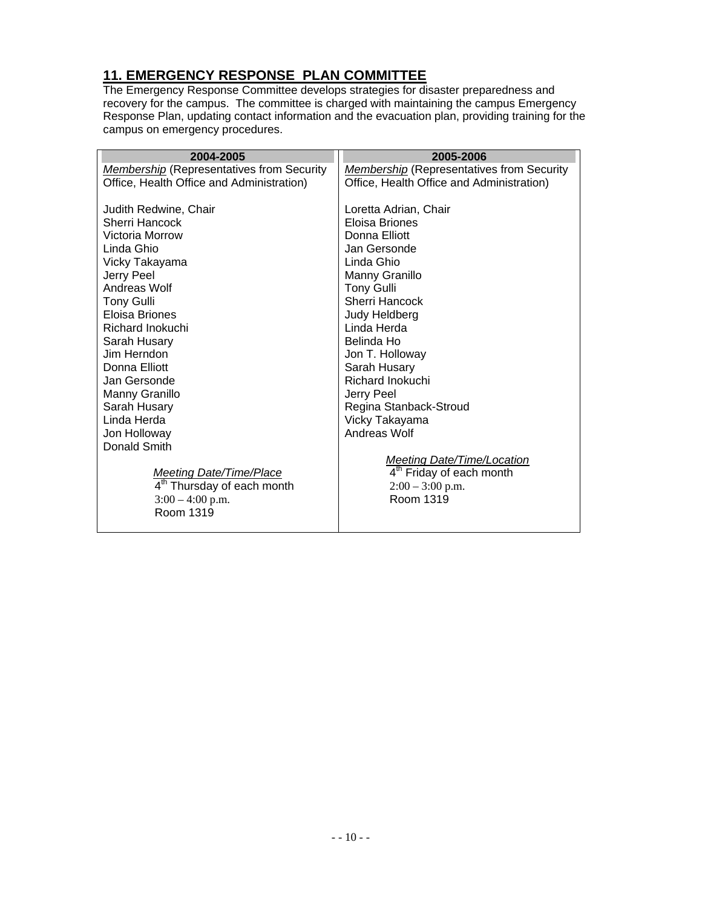## 11. EMERGENCY RESPONSE PLAN COMMITTEE

The Emergency Response Committee develops strategies for disaster preparedness and recovery for the campus. The committee is charged with maintaining the campus Emergency Response Plan, updating contact information and the evacuation plan, providing training for the campus on emergency procedures.

| 2004-2005 | 2005-2006 |
|---|---|
| *Membership* (Representatives from Security Office, Health Office and Administration) | *Membership* (Representatives from Security Office, Health Office and Administration) |
| Judith Redwine, Chair | Loretta Adrian, Chair |
| Sherri Hancock | Eloisa Briones |
| Victoria Morrow | Donna Elliott |
| Linda Ghio | Jan Gersonde |
| Vicky Takayama | Linda Ghio |
| Jerry Peel | Manny Granillo |
| Andreas Wolf | Tony Gulli |
| Tony Gulli | Sherri Hancock |
| Eloisa Briones | Judy Heldberg |
| Richard Inokuchi | Linda Herda |
| Sarah Husary | Belinda Ho |
| Jim Herndon | Jon T. Holloway |
| Donna Elliott | Sarah Husary |
| Jan Gersonde | Richard Inokuchi |
| Manny Granillo | Jerry Peel |
| Sarah Husary | Regina Stanback-Stroud |
| Linda Herda | Vicky Takayama |
| Jon Holloway | Andreas Wolf |
| Donald Smith | |
| *Meeting Date/Time/Place* | *Meeting Date/Time/Location* |
| 4th Thursday of each month | 4th Friday of each month |
| 3:00 – 4:00 p.m. | 2:00 – 3:00 p.m. |
| Room 1319 | Room 1319 |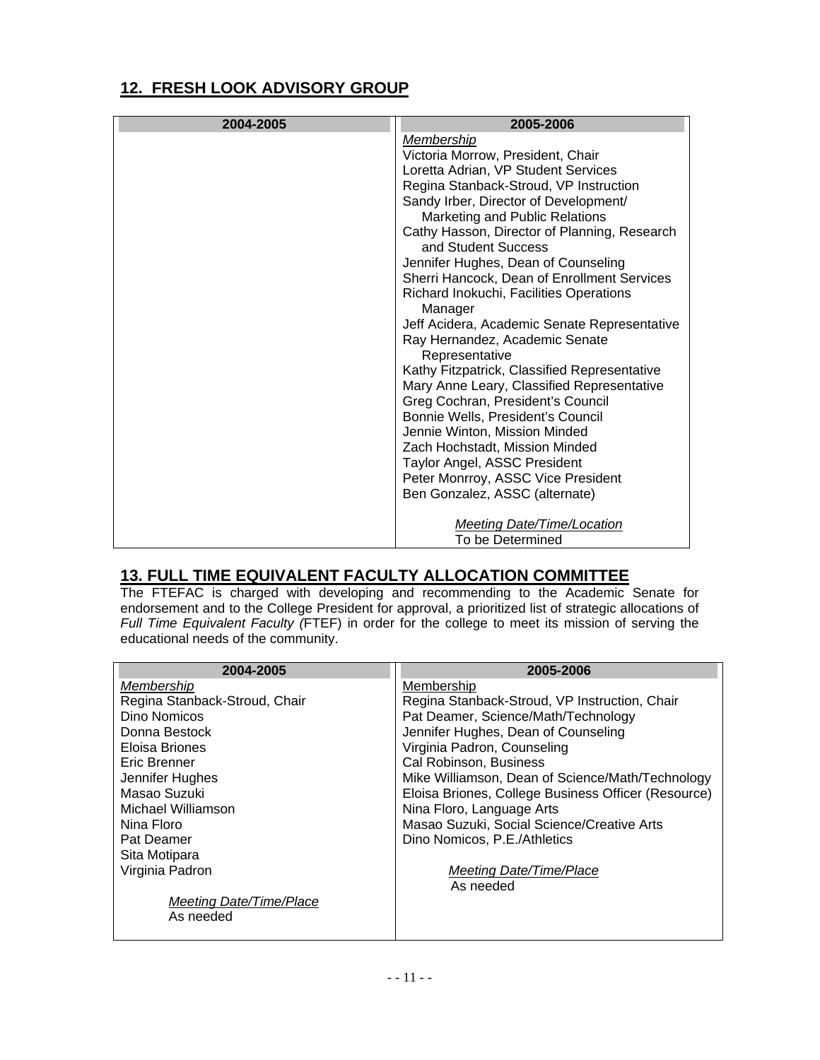## 12. FRESH LOOK ADVISORY GROUP

| 2004-2005 | 2005-2006 |
| --- | --- |
| | *Membership*<br>Victoria Morrow, President, Chair<br>Loretta Adrian, VP Student Services<br>Regina Stanback-Stroud, VP Instruction<br>Sandy Irber, Director of Development/ Marketing and Public Relations<br>Cathy Hasson, Director of Planning, Research and Student Success<br>Jennifer Hughes, Dean of Counseling<br>Sherri Hancock, Dean of Enrollment Services<br>Richard Inokuchi, Facilities Operations Manager<br>Jeff Acidera, Academic Senate Representative<br>Ray Hernandez, Academic Senate Representative<br>Kathy Fitzpatrick, Classified Representative<br>Mary Anne Leary, Classified Representative<br>Greg Cochran, President's Council<br>Bonnie Wells, President's Council<br>Jennie Winton, Mission Minded<br>Zach Hochstadt, Mission Minded<br>Taylor Angel, ASSC President<br>Peter Monrroy, ASSC Vice President<br>Ben Gonzalez, ASSC (alternate)<br><br>*Meeting Date/Time/Location*<br>To be Determined |

## 13. FULL TIME EQUIVALENT FACULTY ALLOCATION COMMITTEE

The FTEFAC is charged with developing and recommending to the Academic Senate for endorsement and to the College President for approval, a prioritized list of strategic allocations of *Full Time Equivalent Faculty (*FTEF) in order for the college to meet its mission of serving the educational needs of the community.

| 2004-2005 | 2005-2006 |
| --- | --- |
| *Membership*<br>Regina Stanback-Stroud, Chair<br>Dino Nomicos<br>Donna Bestock<br>Eloisa Briones<br>Eric Brenner<br>Jennifer Hughes<br>Masao Suzuki<br>Michael Williamson<br>Nina Floro<br>Pat Deamer<br>Sita Motipara<br>Virginia Padron<br><br>*Meeting Date/Time/Place*<br>As needed | Membership<br>Regina Stanback-Stroud, VP Instruction, Chair<br>Pat Deamer, Science/Math/Technology<br>Jennifer Hughes, Dean of Counseling<br>Virginia Padron, Counseling<br>Cal Robinson, Business<br>Mike Williamson, Dean of Science/Math/Technology<br>Eloisa Briones, College Business Officer (Resource)<br>Nina Floro, Language Arts<br>Masao Suzuki, Social Science/Creative Arts<br>Dino Nomicos, P.E./Athletics<br><br>*Meeting Date/Time/Place*<br>As needed |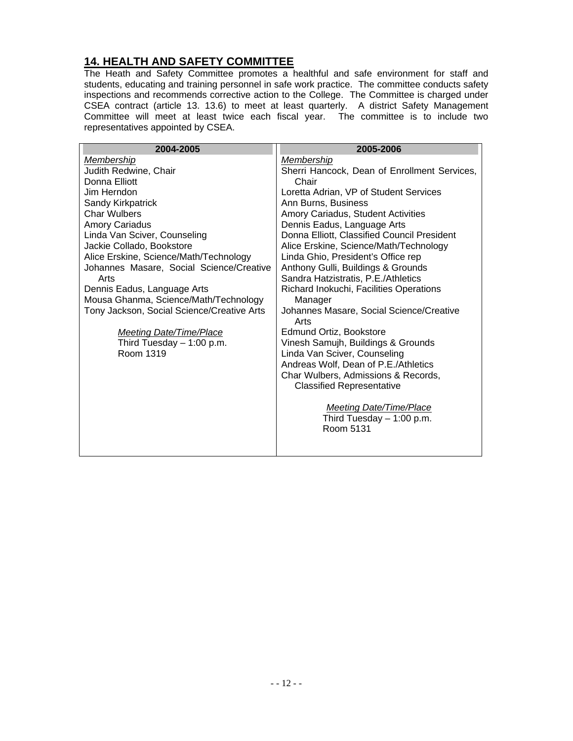## 14. HEALTH AND SAFETY COMMITTEE

The Heath and Safety Committee promotes a healthful and safe environment for staff and students, educating and training personnel in safe work practice. The committee conducts safety inspections and recommends corrective action to the College. The Committee is charged under CSEA contract (article 13. 13.6) to meet at least quarterly. A district Safety Management Committee will meet at least twice each fiscal year. The committee is to include two representatives appointed by CSEA.

| 2004-2005 | 2005-2006 |
|---|---|
| *Membership*<br>Judith Redwine, Chair<br>Donna Elliott<br>Jim Herndon<br>Sandy Kirkpatrick<br>Char Wulbers<br>Amory Cariadus<br>Linda Van Sciver, Counseling<br>Jackie Collado, Bookstore<br>Alice Erskine, Science/Math/Technology<br>Johannes Masare, Social Science/Creative Arts<br>Dennis Eadus, Language Arts<br>Mousa Ghanma, Science/Math/Technology<br>Tony Jackson, Social Science/Creative Arts<br><br>*Meeting Date/Time/Place*<br>Third Tuesday – 1:00 p.m.<br>Room 1319 | *Membership*<br>Sherri Hancock, Dean of Enrollment Services, Chair<br>Loretta Adrian, VP of Student Services<br>Ann Burns, Business<br>Amory Cariadus, Student Activities<br>Dennis Eadus, Language Arts<br>Donna Elliott, Classified Council President<br>Alice Erskine, Science/Math/Technology<br>Linda Ghio, President's Office rep<br>Anthony Gulli, Buildings & Grounds<br>Sandra Hatzistratis, P.E./Athletics<br>Richard Inokuchi, Facilities Operations Manager<br>Johannes Masare, Social Science/Creative Arts<br>Edmund Ortiz, Bookstore<br>Vinesh Samujh, Buildings & Grounds<br>Linda Van Sciver, Counseling<br>Andreas Wolf, Dean of P.E./Athletics<br>Char Wulbers, Admissions & Records, Classified Representative<br><br>*Meeting Date/Time/Place*<br>Third Tuesday – 1:00 p.m.<br>Room 5131 |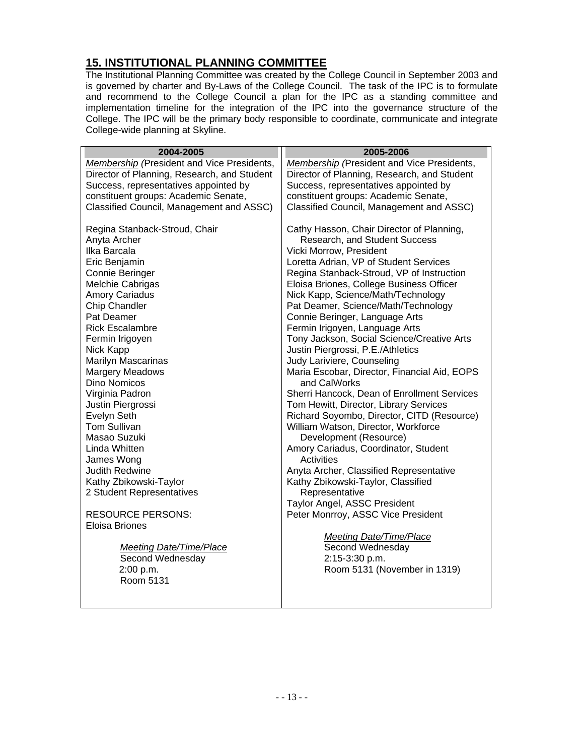## 15. INSTITUTIONAL PLANNING COMMITTEE

The Institutional Planning Committee was created by the College Council in September 2003 and is governed by charter and By-Laws of the College Council. The task of the IPC is to formulate and recommend to the College Council a plan for the IPC as a standing committee and implementation timeline for the integration of the IPC into the governance structure of the College. The IPC will be the primary body responsible to coordinate, communicate and integrate College-wide planning at Skyline.

| 2004-2005 | 2005-2006 |
|---|---|
| *Membership* (President and Vice Presidents, Director of Planning, Research, and Student Success, representatives appointed by constituent groups: Academic Senate, Classified Council, Management and ASSC) | *Membership* (President and Vice Presidents, Director of Planning, Research, and Student Success, representatives appointed by constituent groups: Academic Senate, Classified Council, Management and ASSC) |
| Regina Stanback-Stroud, Chair | Cathy Hasson, Chair Director of Planning, Research, and Student Success |
| Anyta Archer | Vicki Morrow, President |
| Ilka Barcala | Loretta Adrian, VP of Student Services |
| Eric Benjamin | Regina Stanback-Stroud, VP of Instruction |
| Connie Beringer | Eloisa Briones, College Business Officer |
| Melchie Cabrigas | Nick Kapp, Science/Math/Technology |
| Amory Cariadus | Pat Deamer, Science/Math/Technology |
| Chip Chandler | Connie Beringer, Language Arts |
| Pat Deamer | Fermin Irigoyen, Language Arts |
| Rick Escalambre | Tony Jackson, Social Science/Creative Arts |
| Fermin Irigoyen | Justin Piergrossi, P.E./Athletics |
| Nick Kapp | Judy Lariviere, Counseling |
| Marilyn Mascarinas | Maria Escobar, Director, Financial Aid, EOPS and CalWorks |
| Margery Meadows | Sherri Hancock, Dean of Enrollment Services |
| Dino Nomicos | Tom Hewitt, Director, Library Services |
| Virginia Padron | Richard Soyombo, Director, CITD (Resource) |
| Justin Piergrossi | William Watson, Director, Workforce Development (Resource) |
| Evelyn Seth | Amory Cariadus, Coordinator, Student Activities |
| Tom Sullivan | Anyta Archer, Classified Representative |
| Masao Suzuki | Kathy Zbikowski-Taylor, Classified Representative |
| Linda Whitten | Taylor Angel, ASSC President |
| James Wong | Peter Monrroy, ASSC Vice President |
| Judith Redwine | |
| Kathy Zbikowski-Taylor | |
| 2 Student Representatives | |
| RESOURCE PERSONS: Eloisa Briones | |
| *Meeting Date/Time/Place* Second Wednesday 2:00 p.m. Room 5131 | *Meeting Date/Time/Place* Second Wednesday 2:15-3:30 p.m. Room 5131 (November in 1319) |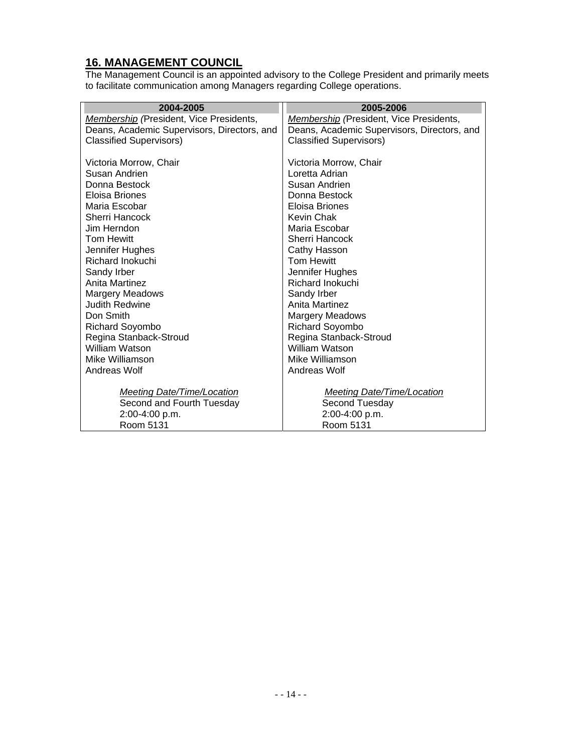## 16. MANAGEMENT COUNCIL

The Management Council is an appointed advisory to the College President and primarily meets to facilitate communication among Managers regarding College operations.

| 2004-2005 | 2005-2006 |
|---|---|
| *Membership* (President, Vice Presidents, Deans, Academic Supervisors, Directors, and Classified Supervisors) | *Membership* (President, Vice Presidents, Deans, Academic Supervisors, Directors, and Classified Supervisors) |
| Victoria Morrow, Chair | Victoria Morrow, Chair |
| Susan Andrien | Loretta Adrian |
| Donna Bestock | Susan Andrien |
| Eloisa Briones | Donna Bestock |
| Maria Escobar | Eloisa Briones |
| Sherri Hancock | Kevin Chak |
| Jim Herndon | Maria Escobar |
| Tom Hewitt | Sherri Hancock |
| Jennifer Hughes | Cathy Hasson |
| Richard Inokuchi | Tom Hewitt |
| Sandy Irber | Jennifer Hughes |
| Anita Martinez | Richard Inokuchi |
| Margery Meadows | Sandy Irber |
| Judith Redwine | Anita Martinez |
| Don Smith | Margery Meadows |
| Richard Soyombo | Richard Soyombo |
| Regina Stanback-Stroud | Regina Stanback-Stroud |
| William Watson | William Watson |
| Mike Williamson | Mike Williamson |
| Andreas Wolf | Andreas Wolf |
| *Meeting Date/Time/Location* | *Meeting Date/Time/Location* |
| Second and Fourth Tuesday | Second Tuesday |
| 2:00-4:00 p.m. | 2:00-4:00 p.m. |
| Room 5131 | Room 5131 |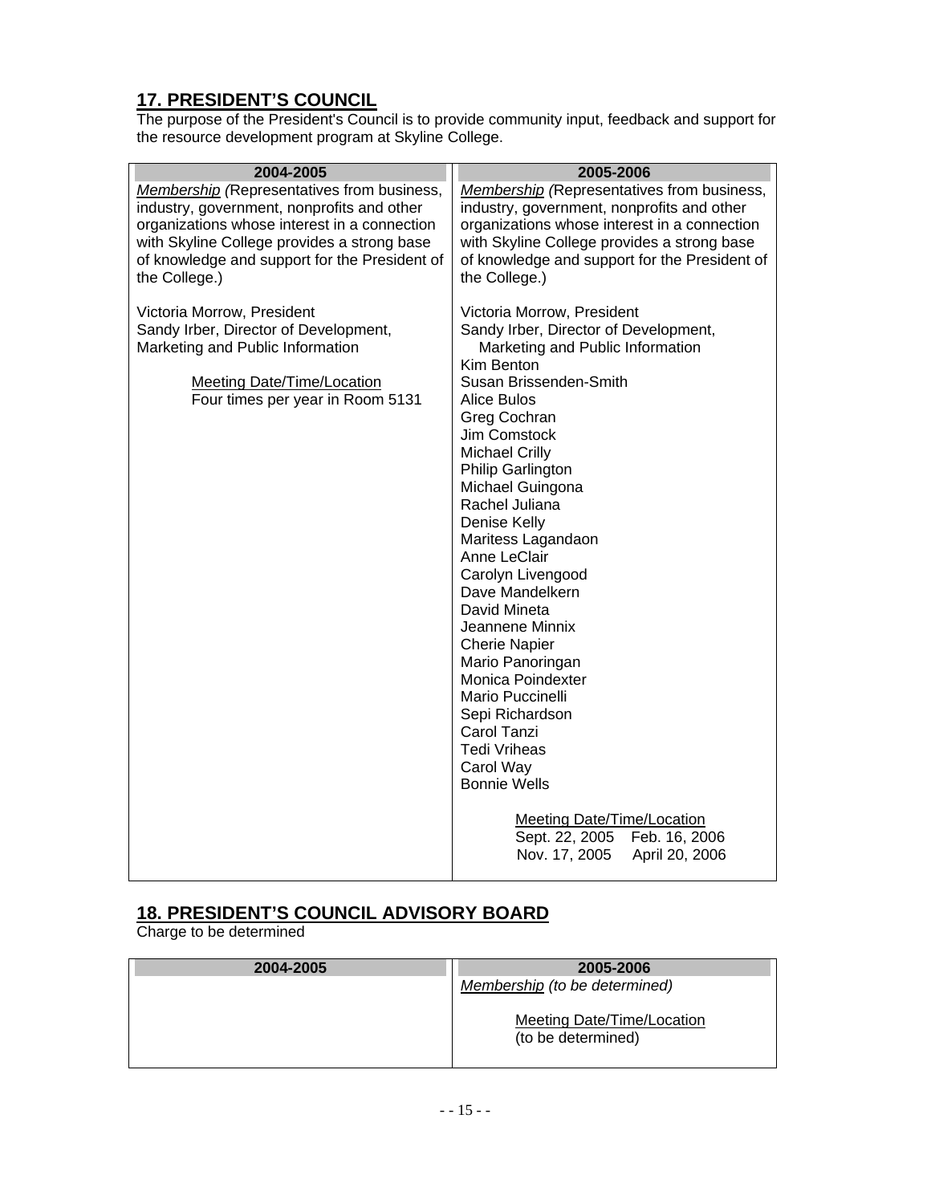## 17. PRESIDENT'S COUNCIL

The purpose of the President's Council is to provide community input, feedback and support for the resource development program at Skyline College.

| 2004-2005 | 2005-2006 |
| --- | --- |
| *Membership (Representatives from business, industry, government, nonprofits and other organizations whose interest in a connection with Skyline College provides a strong base of knowledge and support for the President of the College.)*<br><br>Victoria Morrow, President<br>Sandy Irber, Director of Development, Marketing and Public Information<br><br>Meeting Date/Time/Location<br>Four times per year in Room 5131 | *Membership (Representatives from business, industry, government, nonprofits and other organizations whose interest in a connection with Skyline College provides a strong base of knowledge and support for the President of the College.)*<br><br>Victoria Morrow, President<br>Sandy Irber, Director of Development, Marketing and Public Information<br>Kim Benton<br>Susan Brissenden-Smith<br>Alice Bulos<br>Greg Cochran<br>Jim Comstock<br>Michael Crilly<br>Philip Garlington<br>Michael Guingona<br>Rachel Juliana<br>Denise Kelly<br>Maritess Lagandaon<br>Anne LeClair<br>Carolyn Livengood<br>Dave Mandelkern<br>David Mineta<br>Jeannene Minnix<br>Cherie Napier<br>Mario Panoringan<br>Monica Poindexter<br>Mario Puccinelli<br>Sepi Richardson<br>Carol Tanzi<br>Tedi Vriheas<br>Carol Way<br>Bonnie Wells<br><br>Meeting Date/Time/Location<br>Sept. 22, 2005 Feb. 16, 2006<br>Nov. 17, 2005 April 20, 2006 |

## 18. PRESIDENT'S COUNCIL ADVISORY BOARD

Charge to be determined

| 2004-2005 | 2005-2006 |
| --- | --- |
| | *Membership (to be determined)*<br><br>Meeting Date/Time/Location<br>(to be determined) |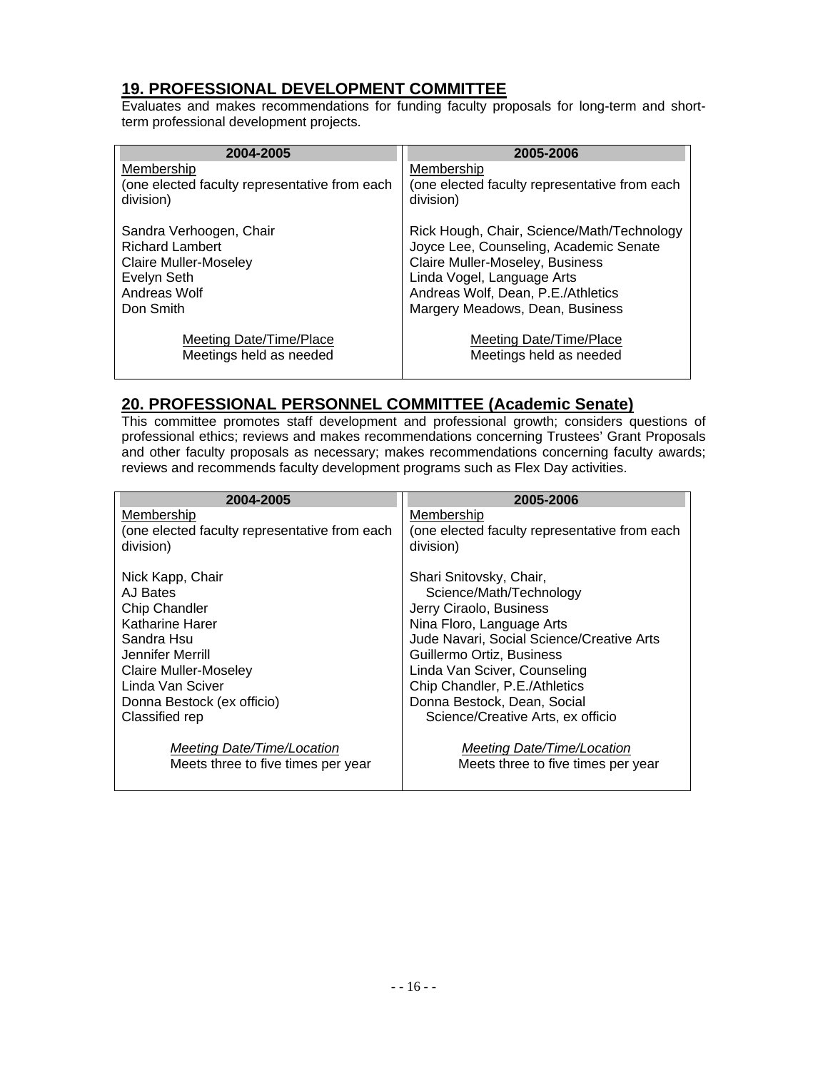## 19. PROFESSIONAL DEVELOPMENT COMMITTEE

Evaluates and makes recommendations for funding faculty proposals for long-term and short-term professional development projects.

| 2004-2005 | 2005-2006 |
|---|---|
| Membership<br>(one elected faculty representative from each division) | Membership<br>(one elected faculty representative from each division) |
| Sandra Verhoogen, Chair<br>Richard Lambert<br>Claire Muller-Moseley<br>Evelyn Seth<br>Andreas Wolf<br>Don Smith | Rick Hough, Chair, Science/Math/Technology<br>Joyce Lee, Counseling, Academic Senate<br>Claire Muller-Moseley, Business<br>Linda Vogel, Language Arts<br>Andreas Wolf, Dean, P.E./Athletics<br>Margery Meadows, Dean, Business |
| Meeting Date/Time/Place<br>Meetings held as needed | Meeting Date/Time/Place<br>Meetings held as needed |

## 20. PROFESSIONAL PERSONNEL COMMITTEE (Academic Senate)

This committee promotes staff development and professional growth; considers questions of professional ethics; reviews and makes recommendations concerning Trustees' Grant Proposals and other faculty proposals as necessary; makes recommendations concerning faculty awards; reviews and recommends faculty development programs such as Flex Day activities.

| 2004-2005 | 2005-2006 |
|---|---|
| Membership<br>(one elected faculty representative from each division) | Membership<br>(one elected faculty representative from each division) |
| Nick Kapp, Chair<br>AJ Bates<br>Chip Chandler<br>Katharine Harer<br>Sandra Hsu<br>Jennifer Merrill<br>Claire Muller-Moseley<br>Linda Van Sciver<br>Donna Bestock (ex officio)<br>Classified rep | Shari Snitovsky, Chair, Science/Math/Technology<br>Jerry Ciraolo, Business<br>Nina Floro, Language Arts<br>Jude Navari, Social Science/Creative Arts<br>Guillermo Ortiz, Business<br>Linda Van Sciver, Counseling<br>Chip Chandler, P.E./Athletics<br>Donna Bestock, Dean, Social Science/Creative Arts, ex officio |
| *Meeting Date/Time/Location*<br>Meets three to five times per year | *Meeting Date/Time/Location*<br>Meets three to five times per year |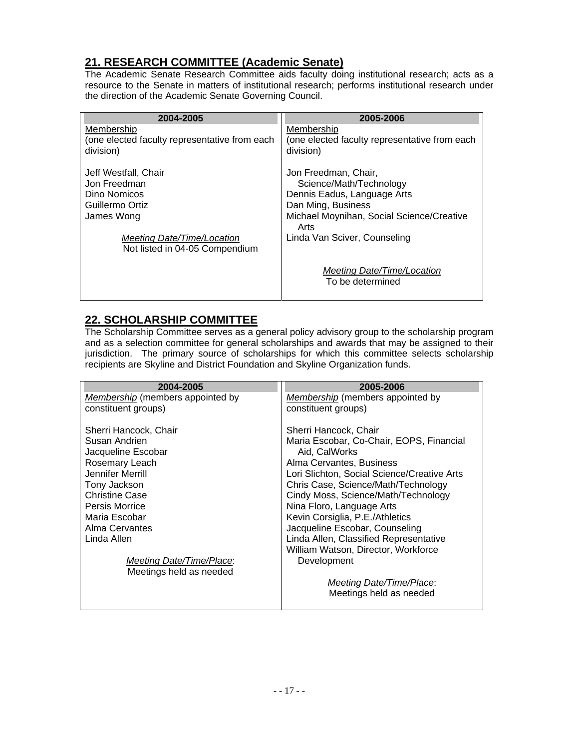## 21. RESEARCH COMMITTEE (Academic Senate)

The Academic Senate Research Committee aids faculty doing institutional research; acts as a resource to the Senate in matters of institutional research; performs institutional research under the direction of the Academic Senate Governing Council.

| 2004-2005 | 2005-2006 |
|---|---|
| Membership<br>(one elected faculty representative from each division)<br><br>Jeff Westfall, Chair<br>Jon Freedman<br>Dino Nomicos<br>Guillermo Ortiz<br>James Wong<br><br>*Meeting Date/Time/Location*<br>Not listed in 04-05 Compendium | Membership<br>(one elected faculty representative from each division)<br><br>Jon Freedman, Chair, Science/Math/Technology<br>Dennis Eadus, Language Arts<br>Dan Ming, Business<br>Michael Moynihan, Social Science/Creative Arts<br>Linda Van Sciver, Counseling<br><br>*Meeting Date/Time/Location*<br>To be determined |

## 22. SCHOLARSHIP COMMITTEE

The Scholarship Committee serves as a general policy advisory group to the scholarship program and as a selection committee for general scholarships and awards that may be assigned to their jurisdiction. The primary source of scholarships for which this committee selects scholarship recipients are Skyline and District Foundation and Skyline Organization funds.

| 2004-2005 | 2005-2006 |
|---|---|
| *Membership* (members appointed by constituent groups)<br><br>Sherri Hancock, Chair<br>Susan Andrien<br>Jacqueline Escobar<br>Rosemary Leach<br>Jennifer Merrill<br>Tony Jackson<br>Christine Case<br>Persis Morrice<br>Maria Escobar<br>Alma Cervantes<br>Linda Allen<br><br>*Meeting Date/Time/Place*:<br>Meetings held as needed | *Membership* (members appointed by constituent groups)<br><br>Sherri Hancock, Chair<br>Maria Escobar, Co-Chair, EOPS, Financial Aid, CalWorks<br>Alma Cervantes, Business<br>Lori Slichton, Social Science/Creative Arts<br>Chris Case, Science/Math/Technology<br>Cindy Moss, Science/Math/Technology<br>Nina Floro, Language Arts<br>Kevin Corsiglia, P.E./Athletics<br>Jacqueline Escobar, Counseling<br>Linda Allen, Classified Representative<br>William Watson, Director, Workforce Development<br><br>*Meeting Date/Time/Place*:<br>Meetings held as needed |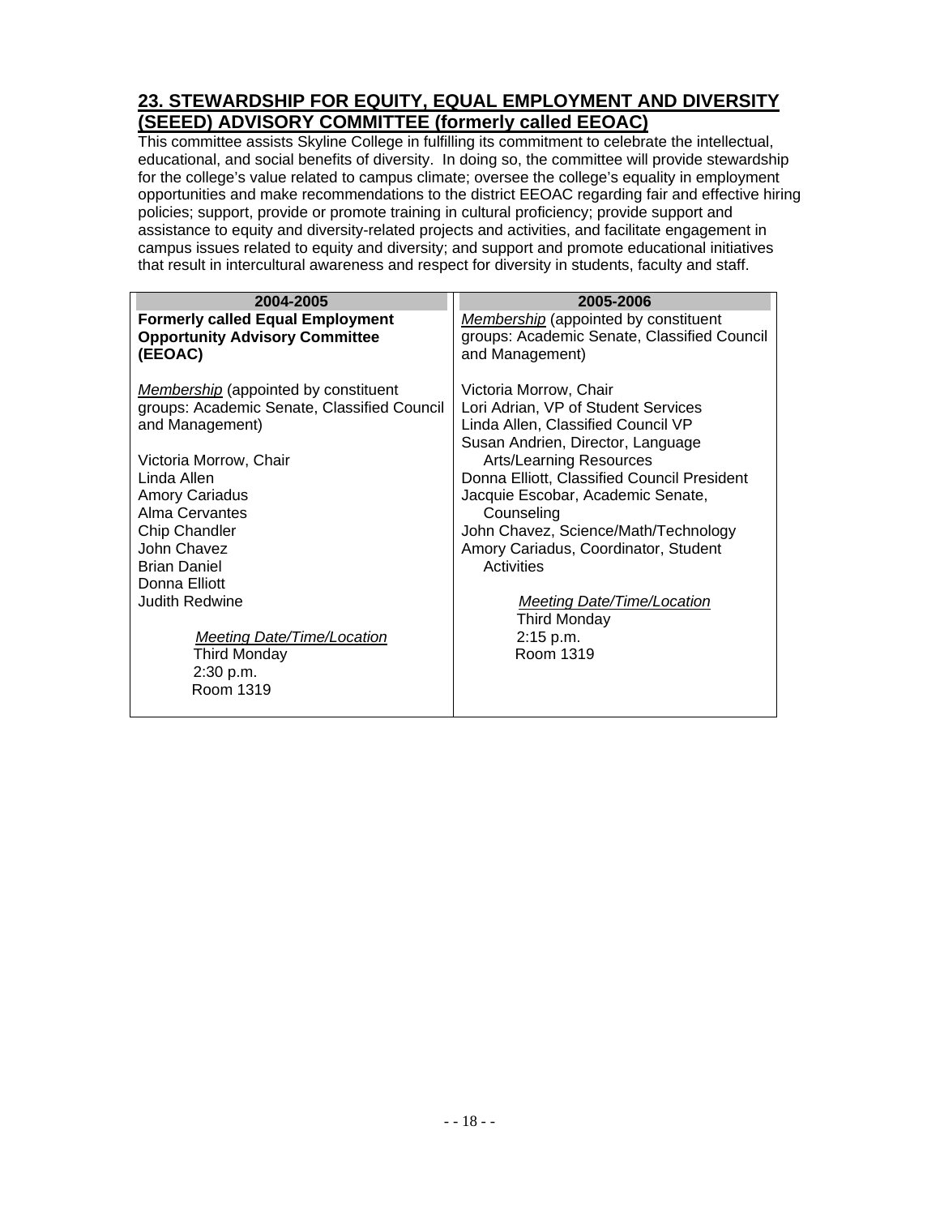## 23. STEWARDSHIP FOR EQUITY, EQUAL EMPLOYMENT AND DIVERSITY (SEEED) ADVISORY COMMITTEE (formerly called EEOAC)

This committee assists Skyline College in fulfilling its commitment to celebrate the intellectual, educational, and social benefits of diversity. In doing so, the committee will provide stewardship for the college's value related to campus climate; oversee the college's equality in employment opportunities and make recommendations to the district EEOAC regarding fair and effective hiring policies; support, provide or promote training in cultural proficiency; provide support and assistance to equity and diversity-related projects and activities, and facilitate engagement in campus issues related to equity and diversity; and support and promote educational initiatives that result in intercultural awareness and respect for diversity in students, faculty and staff.

| 2004-2005 | 2005-2006 |
|---|---|
| **Formerly called Equal Employment Opportunity Advisory Committee (EEOAC)**<br><br>*Membership* (appointed by constituent groups: Academic Senate, Classified Council and Management)<br><br>Victoria Morrow, Chair<br>Linda Allen<br>Amory Cariadus<br>Alma Cervantes<br>Chip Chandler<br>John Chavez<br>Brian Daniel<br>Donna Elliott<br>Judith Redwine<br><br>*Meeting Date/Time/Location*<br>Third Monday<br>2:30 p.m.<br>Room 1319 | *Membership* (appointed by constituent groups: Academic Senate, Classified Council and Management)<br><br>Victoria Morrow, Chair<br>Lori Adrian, VP of Student Services<br>Linda Allen, Classified Council VP<br>Susan Andrien, Director, Language Arts/Learning Resources<br>Donna Elliott, Classified Council President<br>Jacquie Escobar, Academic Senate, Counseling<br>John Chavez, Science/Math/Technology<br>Amory Cariadus, Coordinator, Student Activities<br><br>*Meeting Date/Time/Location*<br>Third Monday<br>2:15 p.m.<br>Room 1319 |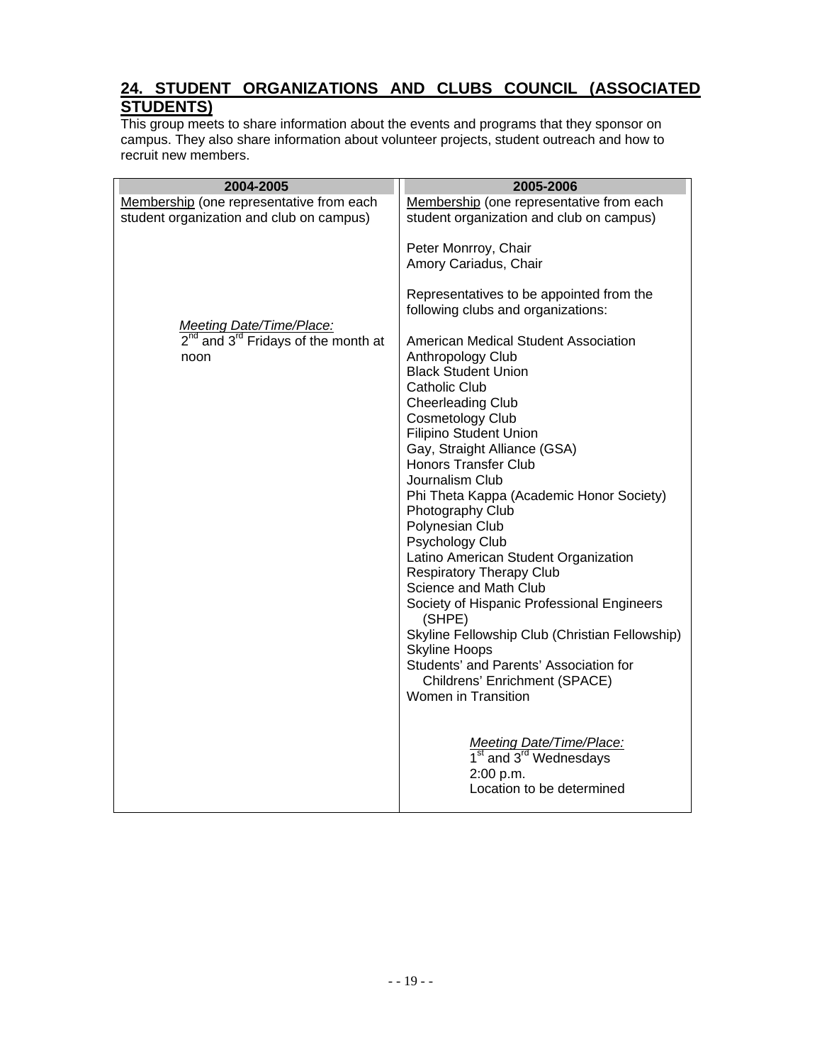## 24. STUDENT ORGANIZATIONS AND CLUBS COUNCIL (ASSOCIATED STUDENTS)

This group meets to share information about the events and programs that they sponsor on campus. They also share information about volunteer projects, student outreach and how to recruit new members.

| 2004-2005 | 2005-2006 |
|---|---|
| Membership (one representative from each student organization and club on campus)<br><br>*Meeting Date/Time/Place:*<br>2nd and 3rd Fridays of the month at noon | Membership (one representative from each student organization and club on campus)<br><br>Peter Monrroy, Chair<br>Amory Cariadus, Chair<br><br>Representatives to be appointed from the following clubs and organizations:<br><br>American Medical Student Association<br>Anthropology Club<br>Black Student Union<br>Catholic Club<br>Cheerleading Club<br>Cosmetology Club<br>Filipino Student Union<br>Gay, Straight Alliance (GSA)<br>Honors Transfer Club<br>Journalism Club<br>Phi Theta Kappa (Academic Honor Society)<br>Photography Club<br>Polynesian Club<br>Psychology Club<br>Latino American Student Organization<br>Respiratory Therapy Club<br>Science and Math Club<br>Society of Hispanic Professional Engineers (SHPE)<br>Skyline Fellowship Club (Christian Fellowship)<br>Skyline Hoops<br>Students' and Parents' Association for Childrens' Enrichment (SPACE)<br>Women in Transition<br><br>*Meeting Date/Time/Place:*<br>1st and 3rd Wednesdays<br>2:00 p.m.<br>Location to be determined |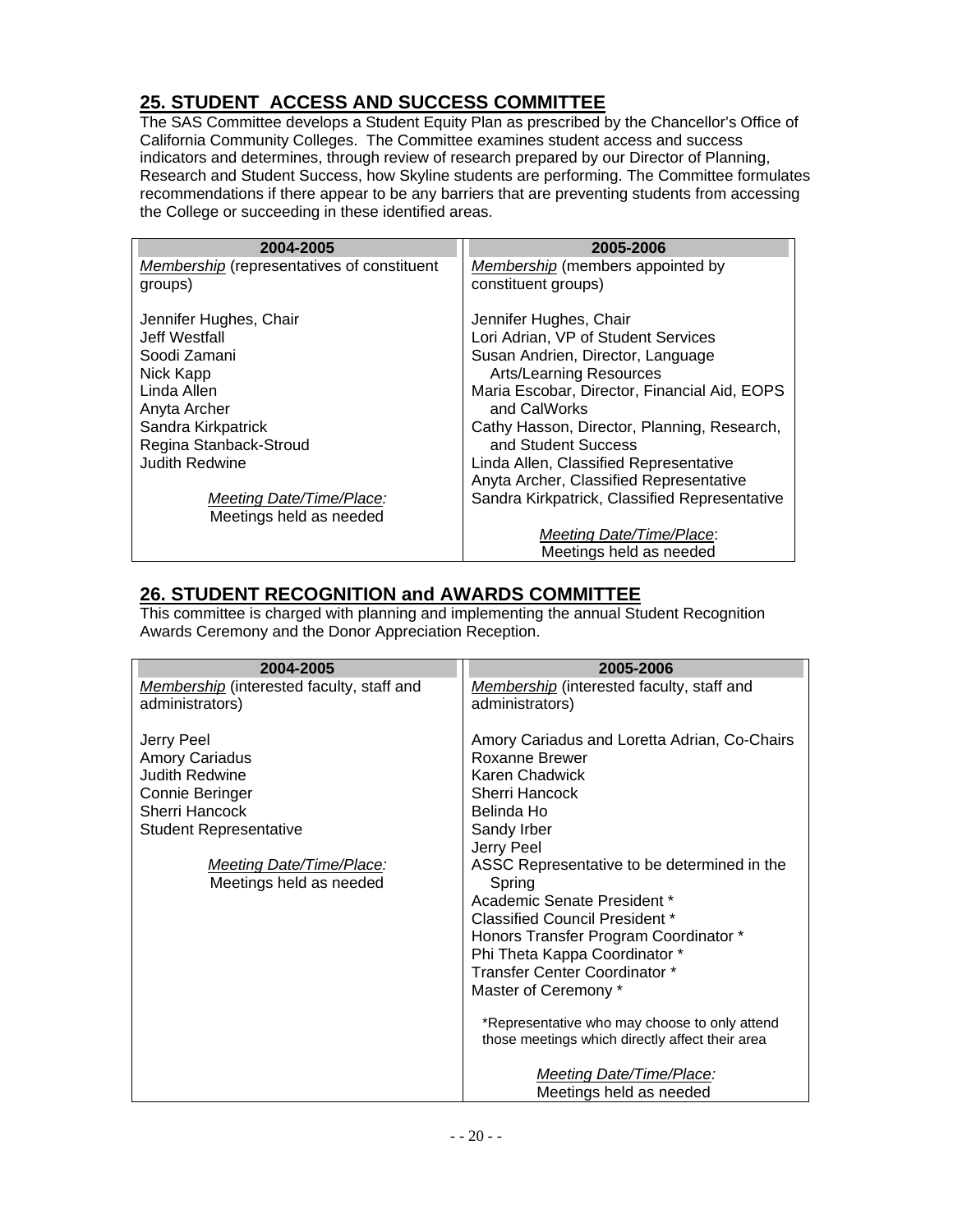## 25. STUDENT ACCESS AND SUCCESS COMMITTEE

The SAS Committee develops a Student Equity Plan as prescribed by the Chancellor's Office of California Community Colleges. The Committee examines student access and success indicators and determines, through review of research prepared by our Director of Planning, Research and Student Success, how Skyline students are performing. The Committee formulates recommendations if there appear to be any barriers that are preventing students from accessing the College or succeeding in these identified areas.

| 2004-2005 | 2005-2006 |
|---|---|
| *Membership* (representatives of constituent groups) | *Membership* (members appointed by constituent groups) |
| Jennifer Hughes, Chair<br>Jeff Westfall<br>Soodi Zamani<br>Nick Kapp<br>Linda Allen<br>Anyta Archer<br>Sandra Kirkpatrick<br>Regina Stanback-Stroud<br>Judith Redwine | Jennifer Hughes, Chair<br>Lori Adrian, VP of Student Services<br>Susan Andrien, Director, Language Arts/Learning Resources<br>Maria Escobar, Director, Financial Aid, EOPS and CalWorks<br>Cathy Hasson, Director, Planning, Research, and Student Success<br>Linda Allen, Classified Representative<br>Anyta Archer, Classified Representative<br>Sandra Kirkpatrick, Classified Representative |
| *Meeting Date/Time/Place:*<br>Meetings held as needed | *Meeting Date/Time/Place*:<br>Meetings held as needed |

## 26. STUDENT RECOGNITION and AWARDS COMMITTEE

This committee is charged with planning and implementing the annual Student Recognition Awards Ceremony and the Donor Appreciation Reception.

| 2004-2005 | 2005-2006 |
|---|---|
| *Membership* (interested faculty, staff and administrators) | *Membership* (interested faculty, staff and administrators) |
| Jerry Peel<br>Amory Cariadus<br>Judith Redwine<br>Connie Beringer<br>Sherri Hancock<br>Student Representative | Amory Cariadus and Loretta Adrian, Co-Chairs<br>Roxanne Brewer<br>Karen Chadwick<br>Sherri Hancock<br>Belinda Ho<br>Sandy Irber<br>Jerry Peel<br>ASSC Representative to be determined in the Spring<br>Academic Senate President *<br>Classified Council President *<br>Honors Transfer Program Coordinator *<br>Phi Theta Kappa Coordinator *<br>Transfer Center Coordinator *<br>Master of Ceremony *<br><br>*Representative who may choose to only attend those meetings which directly affect their area |
| *Meeting Date/Time/Place:*<br>Meetings held as needed | *Meeting Date/Time/Place:*<br>Meetings held as needed |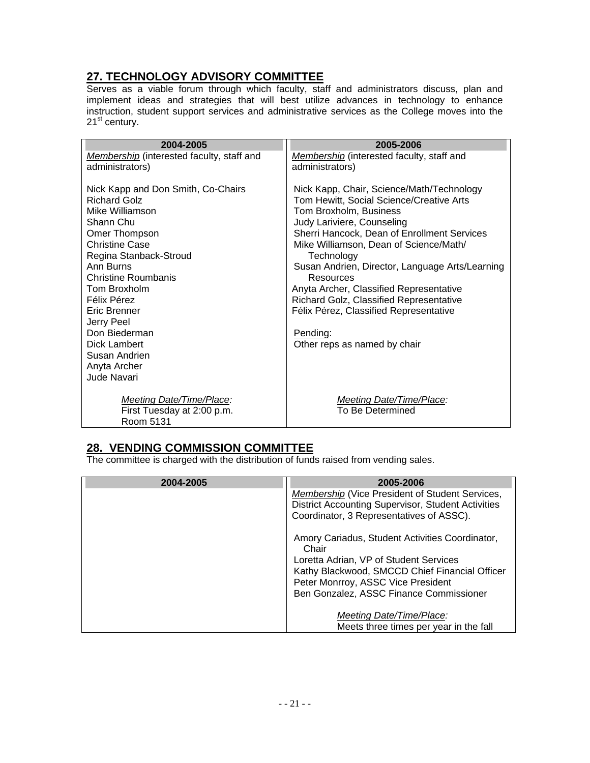## 27. TECHNOLOGY ADVISORY COMMITTEE

Serves as a viable forum through which faculty, staff and administrators discuss, plan and implement ideas and strategies that will best utilize advances in technology to enhance instruction, student support services and administrative services as the College moves into the 21st century.

| 2004-2005 | 2005-2006 |
|---|---|
| *Membership* (interested faculty, staff and administrators)<br><br>Nick Kapp and Don Smith, Co-Chairs<br>Richard Golz<br>Mike Williamson<br>Shann Chu<br>Omer Thompson<br>Christine Case<br>Regina Stanback-Stroud<br>Ann Burns<br>Christine Roumbanis<br>Tom Broxholm<br>Félix Pérez<br>Eric Brenner<br>Jerry Peel<br>Don Biederman<br>Dick Lambert<br>Susan Andrien<br>Anyta Archer<br>Jude Navari<br><br>*Meeting Date/Time/Place:*<br>First Tuesday at 2:00 p.m.<br>Room 5131 | *Membership* (interested faculty, staff and administrators)<br><br>Nick Kapp, Chair, Science/Math/Technology<br>Tom Hewitt, Social Science/Creative Arts<br>Tom Broxholm, Business<br>Judy Lariviere, Counseling<br>Sherri Hancock, Dean of Enrollment Services<br>Mike Williamson, Dean of Science/Math/Technology<br>Susan Andrien, Director, Language Arts/Learning Resources<br>Anyta Archer, Classified Representative<br>Richard Golz, Classified Representative<br>Félix Pérez, Classified Representative<br><br>Pending:<br>Other reps as named by chair<br><br>*Meeting Date/Time/Place:*<br>To Be Determined |

## 28. VENDING COMMISSION COMMITTEE

The committee is charged with the distribution of funds raised from vending sales.

| 2004-2005 | 2005-2006 |
|---|---|
| | *Membership* (Vice President of Student Services, District Accounting Supervisor, Student Activities Coordinator, 3 Representatives of ASSC).<br><br>Amory Cariadus, Student Activities Coordinator, Chair<br>Loretta Adrian, VP of Student Services<br>Kathy Blackwood, SMCCD Chief Financial Officer<br>Peter Monrroy, ASSC Vice President<br>Ben Gonzalez, ASSC Finance Commissioner<br><br>*Meeting Date/Time/Place:*<br>Meets three times per year in the fall |